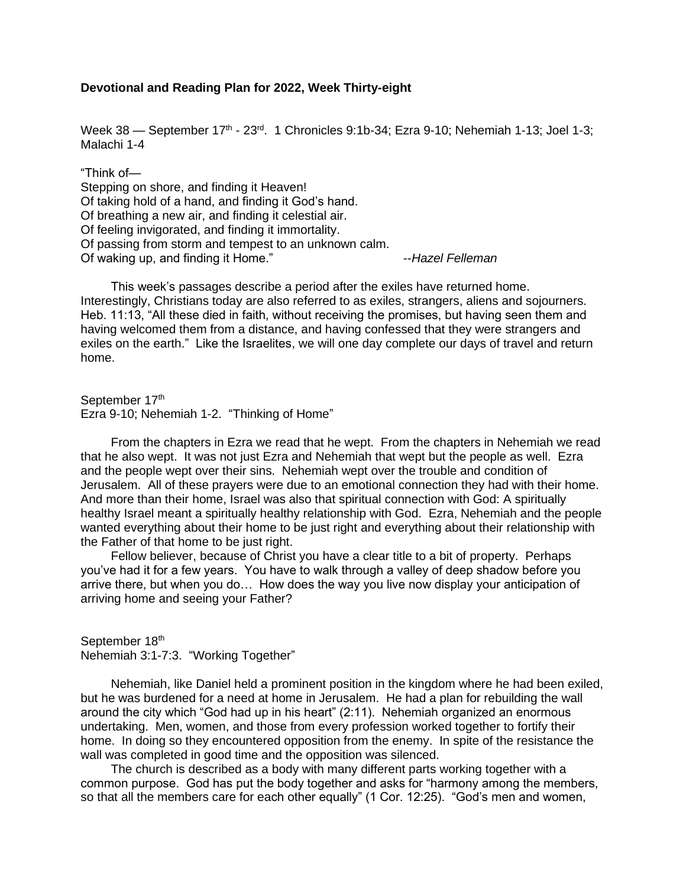**Devotional and Reading Plan for 2022, Week Thirty-eight**

Week 38 — September 17th - 23rd. 1 Chronicles 9:1b-34; Ezra 9-10; Nehemiah 1-13; Joel 1-3; Malachi 1-4

"Think of—
Stepping on shore, and finding it Heaven!
Of taking hold of a hand, and finding it God's hand.
Of breathing a new air, and finding it celestial air.
Of feeling invigorated, and finding it immortality.
Of passing from storm and tempest to an unknown calm.
Of waking up, and finding it Home." --*Hazel Felleman*

This week's passages describe a period after the exiles have returned home. Interestingly, Christians today are also referred to as exiles, strangers, aliens and sojourners. Heb. 11:13, "All these died in faith, without receiving the promises, but having seen them and having welcomed them from a distance, and having confessed that they were strangers and exiles on the earth." Like the Israelites, we will one day complete our days of travel and return home.

September 17th
Ezra 9-10; Nehemiah 1-2. "Thinking of Home"

From the chapters in Ezra we read that he wept. From the chapters in Nehemiah we read that he also wept. It was not just Ezra and Nehemiah that wept but the people as well. Ezra and the people wept over their sins. Nehemiah wept over the trouble and condition of Jerusalem. All of these prayers were due to an emotional connection they had with their home. And more than their home, Israel was also that spiritual connection with God: A spiritually healthy Israel meant a spiritually healthy relationship with God. Ezra, Nehemiah and the people wanted everything about their home to be just right and everything about their relationship with the Father of that home to be just right.

Fellow believer, because of Christ you have a clear title to a bit of property. Perhaps you've had it for a few years. You have to walk through a valley of deep shadow before you arrive there, but when you do… How does the way you live now display your anticipation of arriving home and seeing your Father?

September 18th
Nehemiah 3:1-7:3. "Working Together"

Nehemiah, like Daniel held a prominent position in the kingdom where he had been exiled, but he was burdened for a need at home in Jerusalem. He had a plan for rebuilding the wall around the city which "God had up in his heart" (2:11). Nehemiah organized an enormous undertaking. Men, women, and those from every profession worked together to fortify their home. In doing so they encountered opposition from the enemy. In spite of the resistance the wall was completed in good time and the opposition was silenced.

The church is described as a body with many different parts working together with a common purpose. God has put the body together and asks for "harmony among the members, so that all the members care for each other equally" (1 Cor. 12:25). "God's men and women,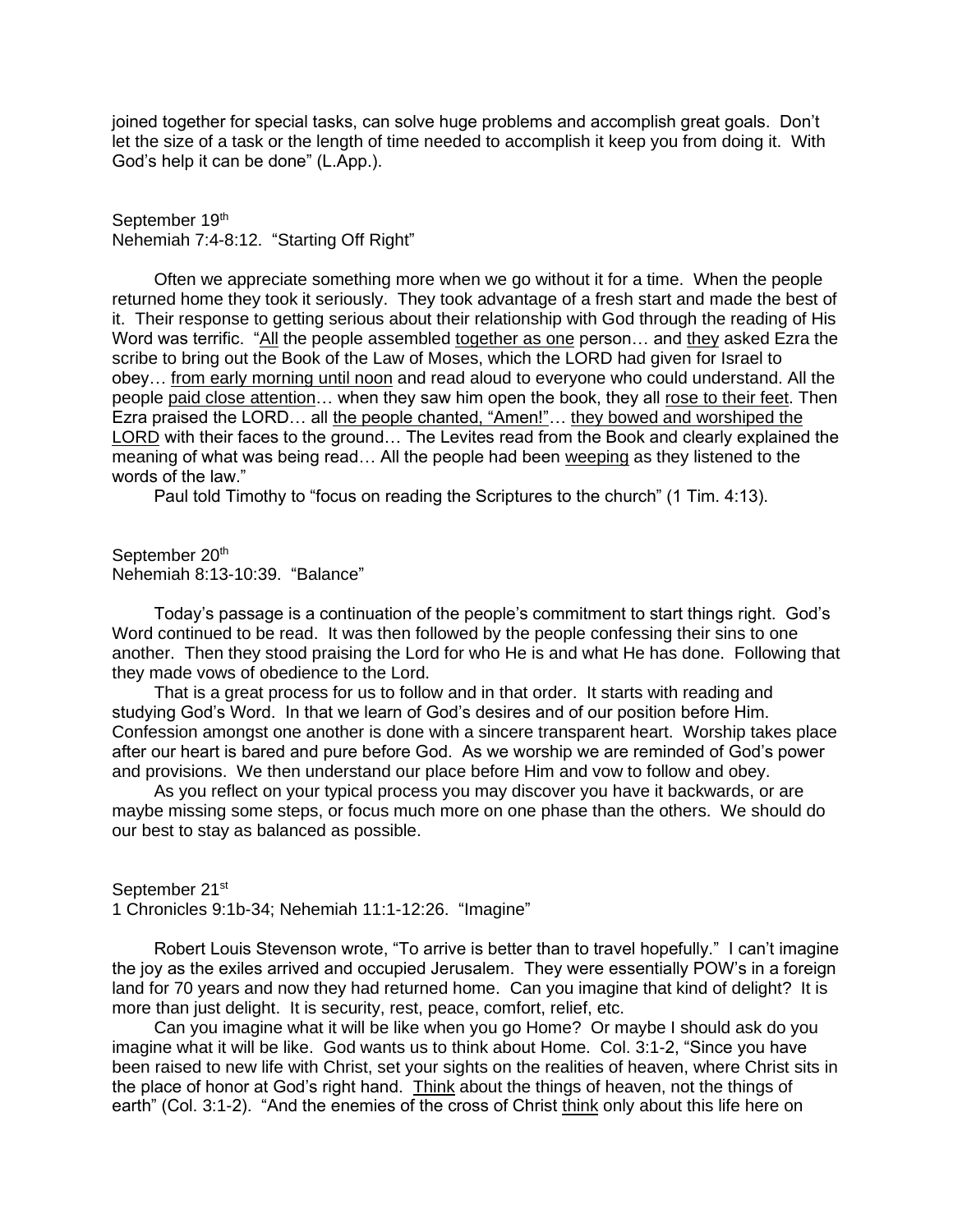joined together for special tasks, can solve huge problems and accomplish great goals. Don't let the size of a task or the length of time needed to accomplish it keep you from doing it. With God's help it can be done" (L.App.).

September 19th
Nehemiah 7:4-8:12. "Starting Off Right"

Often we appreciate something more when we go without it for a time. When the people returned home they took it seriously. They took advantage of a fresh start and made the best of it. Their response to getting serious about their relationship with God through the reading of His Word was terrific. "<u>All</u> the people assembled <u>together as one</u> person… and <u>they</u> asked Ezra the scribe to bring out the Book of the Law of Moses, which the LORD had given for Israel to obey… <u>from early morning until noon</u> and read aloud to everyone who could understand. All the people <u>paid close attention</u>… when they saw him open the book, they all <u>rose to their feet</u>. Then Ezra praised the LORD… all <u>the people chanted, "Amen!"</u>… <u>they bowed and worshiped the LORD</u> with their faces to the ground… The Levites read from the Book and clearly explained the meaning of what was being read… All the people had been <u>weeping</u> as they listened to the words of the law."

Paul told Timothy to "focus on reading the Scriptures to the church" (1 Tim. 4:13).

September 20th
Nehemiah 8:13-10:39. "Balance"

Today's passage is a continuation of the people's commitment to start things right. God's Word continued to be read. It was then followed by the people confessing their sins to one another. Then they stood praising the Lord for who He is and what He has done. Following that they made vows of obedience to the Lord.

That is a great process for us to follow and in that order. It starts with reading and studying God's Word. In that we learn of God's desires and of our position before Him. Confession amongst one another is done with a sincere transparent heart. Worship takes place after our heart is bared and pure before God. As we worship we are reminded of God's power and provisions. We then understand our place before Him and vow to follow and obey.

As you reflect on your typical process you may discover you have it backwards, or are maybe missing some steps, or focus much more on one phase than the others. We should do our best to stay as balanced as possible.

September 21st
1 Chronicles 9:1b-34; Nehemiah 11:1-12:26. "Imagine"

Robert Louis Stevenson wrote, "To arrive is better than to travel hopefully." I can't imagine the joy as the exiles arrived and occupied Jerusalem. They were essentially POW's in a foreign land for 70 years and now they had returned home. Can you imagine that kind of delight? It is more than just delight. It is security, rest, peace, comfort, relief, etc.

Can you imagine what it will be like when you go Home? Or maybe I should ask do you imagine what it will be like. God wants us to think about Home. Col. 3:1-2, "Since you have been raised to new life with Christ, set your sights on the realities of heaven, where Christ sits in the place of honor at God's right hand. <u>Think</u> about the things of heaven, not the things of earth" (Col. 3:1-2). "And the enemies of the cross of Christ <u>think</u> only about this life here on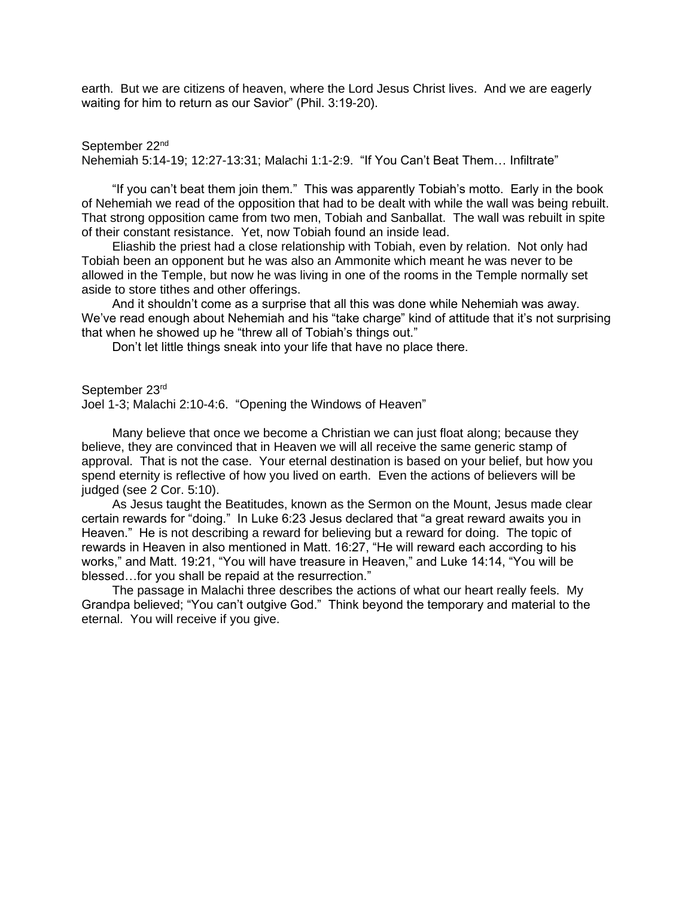earth. But we are citizens of heaven, where the Lord Jesus Christ lives. And we are eagerly waiting for him to return as our Savior" (Phil. 3:19-20).

September 22nd
Nehemiah 5:14-19; 12:27-13:31; Malachi 1:1-2:9. "If You Can't Beat Them… Infiltrate"

"If you can't beat them join them." This was apparently Tobiah's motto. Early in the book of Nehemiah we read of the opposition that had to be dealt with while the wall was being rebuilt. That strong opposition came from two men, Tobiah and Sanballat. The wall was rebuilt in spite of their constant resistance. Yet, now Tobiah found an inside lead.

Eliashib the priest had a close relationship with Tobiah, even by relation. Not only had Tobiah been an opponent but he was also an Ammonite which meant he was never to be allowed in the Temple, but now he was living in one of the rooms in the Temple normally set aside to store tithes and other offerings.

And it shouldn't come as a surprise that all this was done while Nehemiah was away. We've read enough about Nehemiah and his "take charge" kind of attitude that it's not surprising that when he showed up he "threw all of Tobiah's things out."

Don't let little things sneak into your life that have no place there.

September 23rd
Joel 1-3; Malachi 2:10-4:6. "Opening the Windows of Heaven"

Many believe that once we become a Christian we can just float along; because they believe, they are convinced that in Heaven we will all receive the same generic stamp of approval. That is not the case. Your eternal destination is based on your belief, but how you spend eternity is reflective of how you lived on earth. Even the actions of believers will be judged (see 2 Cor. 5:10).

As Jesus taught the Beatitudes, known as the Sermon on the Mount, Jesus made clear certain rewards for "doing." In Luke 6:23 Jesus declared that "a great reward awaits you in Heaven." He is not describing a reward for believing but a reward for doing. The topic of rewards in Heaven in also mentioned in Matt. 16:27, "He will reward each according to his works," and Matt. 19:21, "You will have treasure in Heaven," and Luke 14:14, "You will be blessed…for you shall be repaid at the resurrection."

The passage in Malachi three describes the actions of what our heart really feels. My Grandpa believed; "You can't outgive God." Think beyond the temporary and material to the eternal. You will receive if you give.